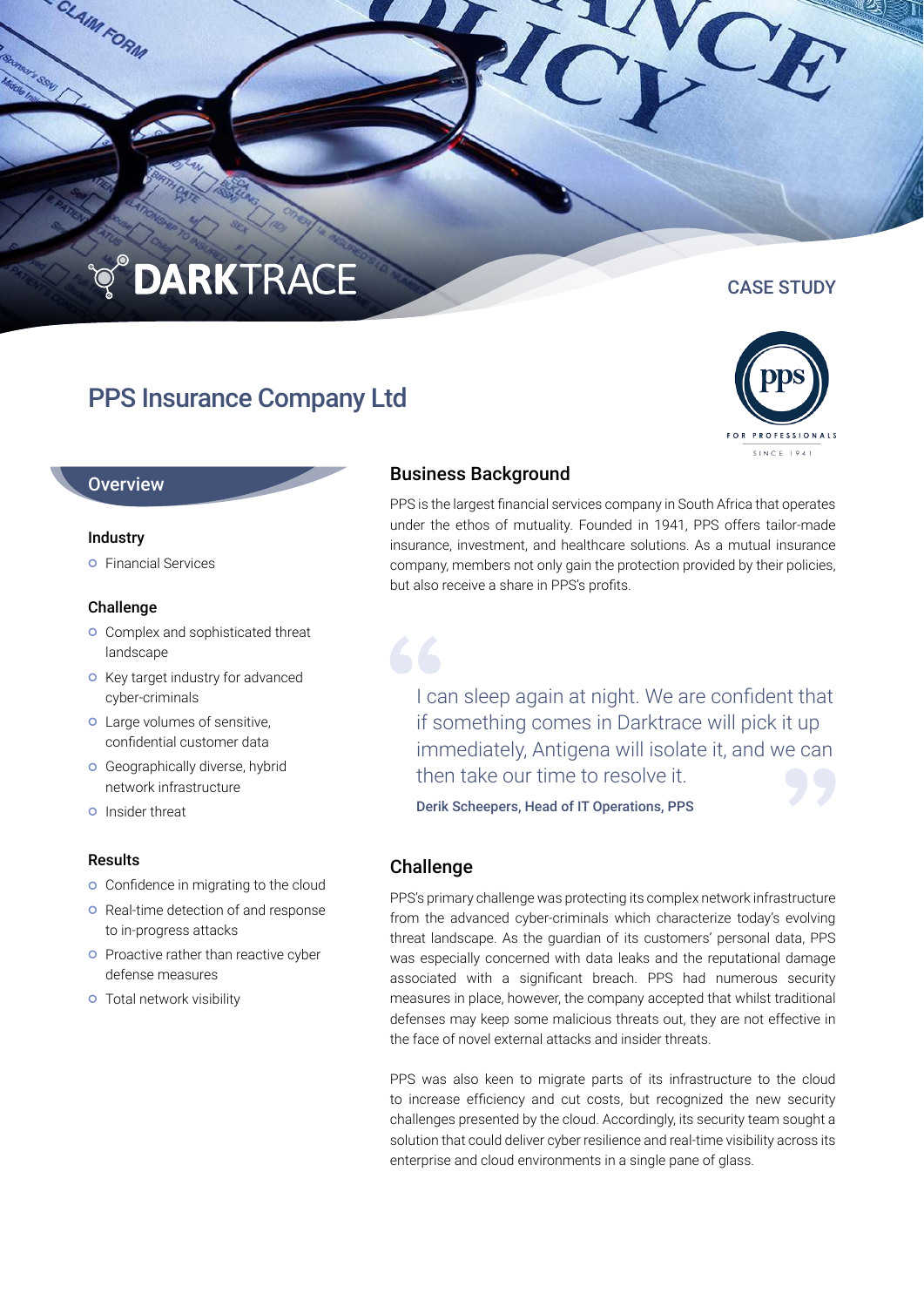DARKTRACE

CASE STUDY

# PPS Insurance Company Ltd

## Overview

### Industry

- Financial Services

### Challenge

- Complex and sophisticated threat landscape
- Key target industry for advanced cyber-criminals
- Large volumes of sensitive, confidential customer data
- Geographically diverse, hybrid network infrastructure
- Insider threat

### Results

- Confidence in migrating to the cloud
- Real-time detection of and response to in-progress attacks
- Proactive rather than reactive cyber defense measures
- Total network visibility

## Business Background

PPS is the largest financial services company in South Africa that operates under the ethos of mutuality. Founded in 1941, PPS offers tailor-made insurance, investment, and healthcare solutions. As a mutual insurance company, members not only gain the protection provided by their policies, but also receive a share in PPS's profits.

> I can sleep again at night. We are confident that if something comes in Darktrace will pick it up immediately, Antigena will isolate it, and we can then take our time to resolve it.
>
> **Derik Scheepers, Head of IT Operations, PPS**

## Challenge

PPS's primary challenge was protecting its complex network infrastructure from the advanced cyber-criminals which characterize today's evolving threat landscape. As the guardian of its customers' personal data, PPS was especially concerned with data leaks and the reputational damage associated with a significant breach. PPS had numerous security measures in place, however, the company accepted that whilst traditional defenses may keep some malicious threats out, they are not effective in the face of novel external attacks and insider threats.

PPS was also keen to migrate parts of its infrastructure to the cloud to increase efficiency and cut costs, but recognized the new security challenges presented by the cloud. Accordingly, its security team sought a solution that could deliver cyber resilience and real-time visibility across its enterprise and cloud environments in a single pane of glass.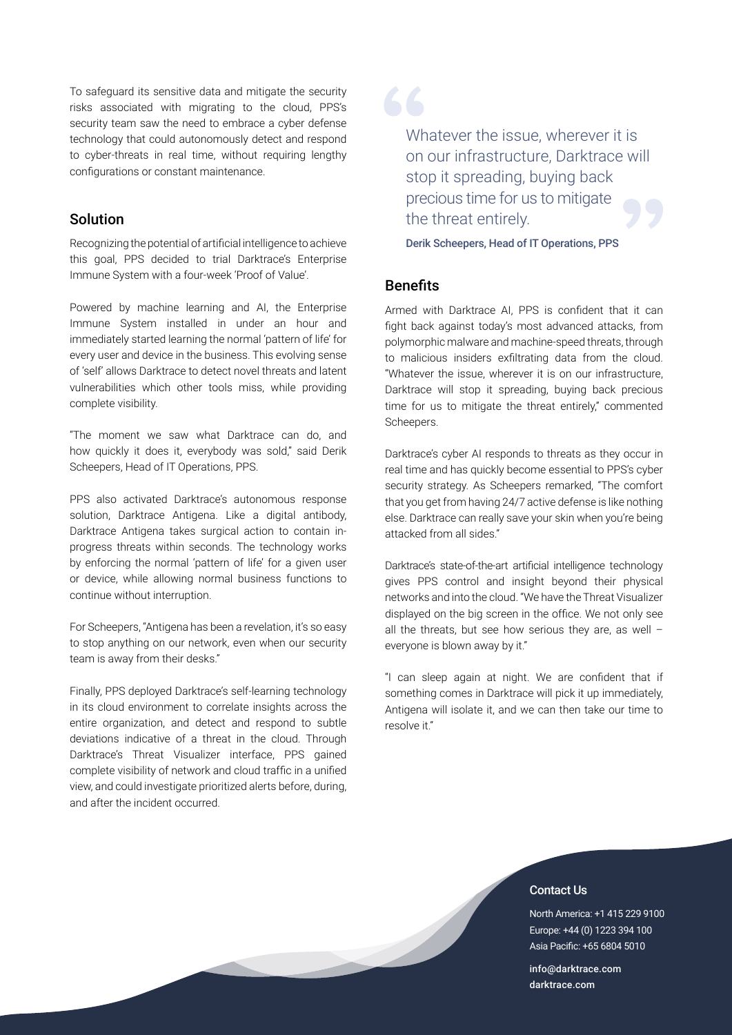To safeguard its sensitive data and mitigate the security risks associated with migrating to the cloud, PPS's security team saw the need to embrace a cyber defense technology that could autonomously detect and respond to cyber-threats in real time, without requiring lengthy configurations or constant maintenance.

## Solution

Recognizing the potential of artificial intelligence to achieve this goal, PPS decided to trial Darktrace's Enterprise Immune System with a four-week 'Proof of Value'.

Powered by machine learning and AI, the Enterprise Immune System installed in under an hour and immediately started learning the normal 'pattern of life' for every user and device in the business. This evolving sense of 'self' allows Darktrace to detect novel threats and latent vulnerabilities which other tools miss, while providing complete visibility.

"The moment we saw what Darktrace can do, and how quickly it does it, everybody was sold," said Derik Scheepers, Head of IT Operations, PPS.

PPS also activated Darktrace's autonomous response solution, Darktrace Antigena. Like a digital antibody, Darktrace Antigena takes surgical action to contain in-progress threats within seconds. The technology works by enforcing the normal 'pattern of life' for a given user or device, while allowing normal business functions to continue without interruption.

For Scheepers, "Antigena has been a revelation, it's so easy to stop anything on our network, even when our security team is away from their desks."

Finally, PPS deployed Darktrace's self-learning technology in its cloud environment to correlate insights across the entire organization, and detect and respond to subtle deviations indicative of a threat in the cloud. Through Darktrace's Threat Visualizer interface, PPS gained complete visibility of network and cloud traffic in a unified view, and could investigate prioritized alerts before, during, and after the incident occurred.

> Whatever the issue, wherever it is on our infrastructure, Darktrace will stop it spreading, buying back precious time for us to mitigate the threat entirely.
>
> **Derik Scheepers, Head of IT Operations, PPS**

## Benefits

Armed with Darktrace AI, PPS is confident that it can fight back against today's most advanced attacks, from polymorphic malware and machine-speed threats, through to malicious insiders exfiltrating data from the cloud. "Whatever the issue, wherever it is on our infrastructure, Darktrace will stop it spreading, buying back precious time for us to mitigate the threat entirely," commented Scheepers.

Darktrace's cyber AI responds to threats as they occur in real time and has quickly become essential to PPS's cyber security strategy. As Scheepers remarked, "The comfort that you get from having 24/7 active defense is like nothing else. Darktrace can really save your skin when you're being attacked from all sides."

Darktrace's state-of-the-art artificial intelligence technology gives PPS control and insight beyond their physical networks and into the cloud. "We have the Threat Visualizer displayed on the big screen in the office. We not only see all the threats, but see how serious they are, as well – everyone is blown away by it."

"I can sleep again at night. We are confident that if something comes in Darktrace will pick it up immediately, Antigena will isolate it, and we can then take our time to resolve it."

### Contact Us

North America: +1 415 229 9100
Europe: +44 (0) 1223 394 100
Asia Pacific: +65 6804 5010

info@darktrace.com
darktrace.com